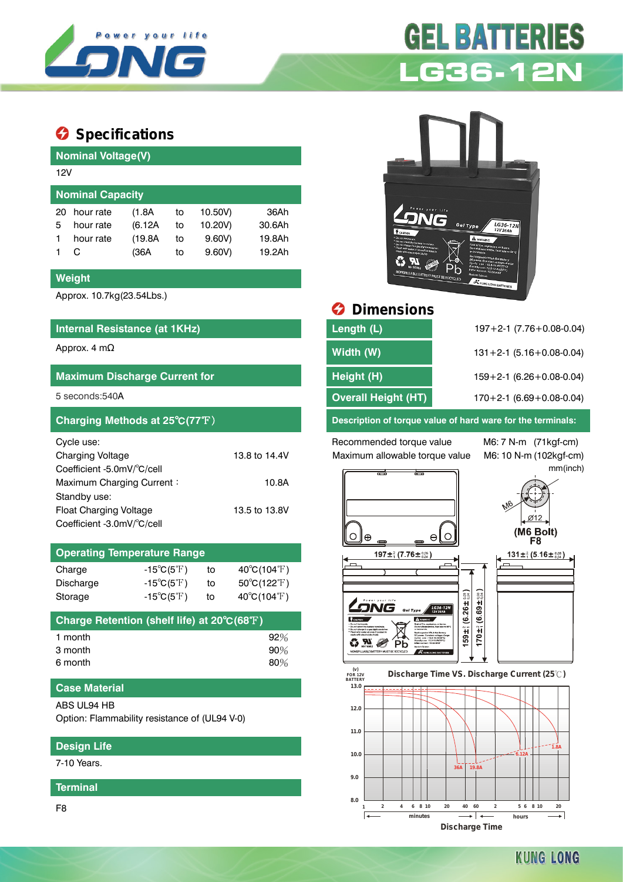# GEL BATTERIES

## LG36-12N

## Specifications

### Nominal Voltage(V)

12V

### Nominal Capacity

| | | | | | |
|---|---|---|---|---|---|
| 20 | hour rate | (1.8A | to | 10.50V) | 36Ah |
| 5 | hour rate | (6.12A | to | 10.20V) | 30.6Ah |
| 1 | hour rate | (19.8A | to | 9.60V) | 19.8Ah |
| 1 | C | (36A | to | 9.60V) | 19.2Ah |

### Weight

Approx. 10.7kg(23.54Lbs.)

### Internal Resistance (at 1KHz)

Approx. 4 mΩ

### Maximum Discharge Current for

5 seconds:540A

### Charging Methods at 25℃(77℉)

Cycle use:
Charging Voltage 13.8 to 14.4V
Coefficient -5.0mV/℃/cell
Maximum Charging Current： 10.8A
Standby use:
Float Charging Voltage 13.5 to 13.8V
Coefficient -3.0mV/℃/cell

### Operating Temperature Range

| | | | |
|---|---|---|---|
| Charge | -15℃(5℉) | to | 40℃(104℉) |
| Discharge | -15℃(5℉) | to | 50℃(122℉) |
| Storage | -15℃(5℉) | to | 40℃(104℉) |

### Charge Retention (shelf life) at 20℃(68℉)

| | |
|---|---|
| 1 month | 92% |
| 3 month | 90% |
| 6 month | 80% |

### Case Material

ABS UL94 HB
Option: Flammability resistance of (UL94 V-0)

### Design Life

7-10 Years.

### Terminal

F8

## Dimensions

| | |
|---|---|
| Length (L) | 197+2-1 (7.76+0.08-0.04) |
| Width (W) | 131+2-1 (5.16+0.08-0.04) |
| Height (H) | 159+2-1 (6.26+0.08-0.04) |
| Overall Height (HT) | 170+2-1 (6.69+0.08-0.04) |

### Description of torque value of hard ware for the terminals:

| | |
|---|---|
| Recommended torque value | M6: 7 N-m (71kgf-cm) |
| Maximum allowable torque value | M6: 10 N-m (102kgf-cm) |

mm(inch)

(M6 Bolt) F8

Discharge Time VS. Discharge Current (25℃)

Discharge Time

KUNG LONG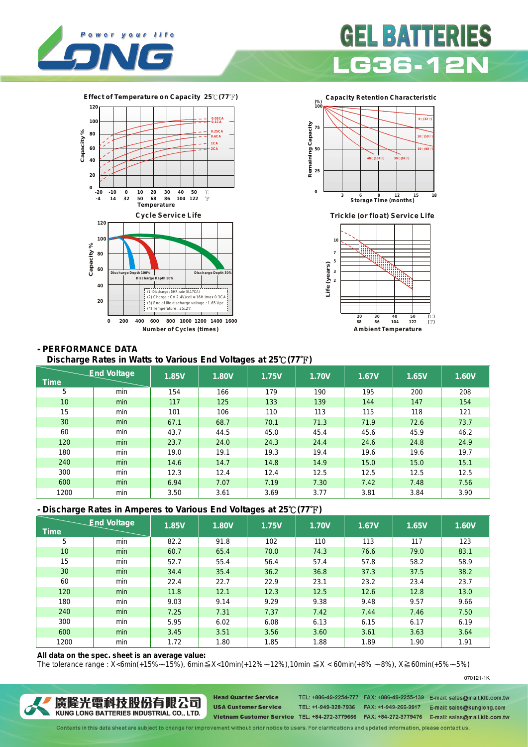Power your life

LONG

# GEL BATTERIES

# LG36-12N

Effect of Temperature on Capacity 25℃(77℉)

Capacity %

120
100
80
60
40
20
0

0.05CA
0.1CA
0.25CA
0.6CA
1CA
2CA

-20 -10 0 10 20 30 40 50 ℃
-4 14 32 50 68 86 104 122 ℉
Temperature

Capacity Retention Characteristic

(%)
100
75
50
25
0

Remaining Capacity

0℃(32℉)
10℃(50℉)
20℃(68℉)
40℃(104℉)
30℃(86℉)

3 6 9 12 15 18
Storage Time (months)

Cycle Service Life

Capacity %

120
100
80
60
40
20

Discharge Depth 100%
Discharge Depth 50%
Discharge Depth 30%

(1) Discharge : 5HR rate (0.17CA)
(2) Charge : CV 2.4V/cell＊16H Imax 0.3CA
(3) End of life discharge voltage : 1.65 Vpc
(4) Temperature : 25±2℃

0 200 400 600 800 1000 1200 1400 1600
Number of Cycles (times)

Trickle (or float) Service Life

Life (years)

10
7
5
3
2

20 30 40 50 (℃)
68 86 104 122 (℉)
Ambient Temperature

## - PERFORMANCE DATA

### Discharge Rates in Watts to Various End Voltages at 25℃(77℉)

| Time | | 1.85V | 1.80V | 1.75V | 1.70V | 1.67V | 1.65V | 1.60V |
|---|---|---|---|---|---|---|---|---|
| 5 | min | 154 | 166 | 179 | 190 | 195 | 200 | 208 |
| 10 | min | 117 | 125 | 133 | 139 | 144 | 147 | 154 |
| 15 | min | 101 | 106 | 110 | 113 | 115 | 118 | 121 |
| 30 | min | 67.1 | 68.7 | 70.1 | 71.3 | 71.9 | 72.6 | 73.7 |
| 60 | min | 43.7 | 44.5 | 45.0 | 45.4 | 45.6 | 45.9 | 46.2 |
| 120 | min | 23.7 | 24.0 | 24.3 | 24.4 | 24.6 | 24.8 | 24.9 |
| 180 | min | 19.0 | 19.1 | 19.3 | 19.4 | 19.6 | 19.6 | 19.7 |
| 240 | min | 14.6 | 14.7 | 14.8 | 14.9 | 15.0 | 15.0 | 15.1 |
| 300 | min | 12.3 | 12.4 | 12.4 | 12.5 | 12.5 | 12.5 | 12.5 |
| 600 | min | 6.94 | 7.07 | 7.19 | 7.30 | 7.42 | 7.48 | 7.56 |
| 1200 | min | 3.50 | 3.61 | 3.69 | 3.77 | 3.81 | 3.84 | 3.90 |

### - Discharge Rates in Amperes to Various End Voltages at 25℃(77℉)

| Time | | 1.85V | 1.80V | 1.75V | 1.70V | 1.67V | 1.65V | 1.60V |
|---|---|---|---|---|---|---|---|---|
| 5 | min | 82.2 | 91.8 | 102 | 110 | 113 | 117 | 123 |
| 10 | min | 60.7 | 65.4 | 70.0 | 74.3 | 76.6 | 79.0 | 83.1 |
| 15 | min | 52.7 | 55.4 | 56.4 | 57.4 | 57.8 | 58.2 | 58.9 |
| 30 | min | 34.4 | 35.4 | 36.2 | 36.8 | 37.3 | 37.5 | 38.2 |
| 60 | min | 22.4 | 22.7 | 22.9 | 23.1 | 23.2 | 23.4 | 23.7 |
| 120 | min | 11.8 | 12.1 | 12.3 | 12.5 | 12.6 | 12.8 | 13.0 |
| 180 | min | 9.03 | 9.14 | 9.29 | 9.38 | 9.48 | 9.57 | 9.66 |
| 240 | min | 7.25 | 7.31 | 7.37 | 7.42 | 7.44 | 7.46 | 7.50 |
| 300 | min | 5.95 | 6.02 | 6.08 | 6.13 | 6.15 | 6.17 | 6.19 |
| 600 | min | 3.45 | 3.51 | 3.56 | 3.60 | 3.61 | 3.63 | 3.64 |
| 1200 | min | 1.72 | 1.80 | 1.85 | 1.88 | 1.89 | 1.90 | 1.91 |

**All data on the spec. sheet is an average value:**

The tolerance range : X<6min(+15%～-15%), 6min≦X<10min(+12%～-12%),10min ≦X < 60min(+8% ～-8%), X≧60min(+5%～-5%)

070121-1K

廣隆光電科技股份有限公司
KUNG LONG BATTERIES INDUSTRIAL CO., LTD.

| | | | |
|---|---|---|---|
| **Head Quarter Service** | TEL: +886-49-2254-777 | FAX: +886-49-2255-139 | E-mail: sales@mail.klb.com.tw |
| **USA Customer Service** | TEL: +1-949-328-7936 | FAX: +1-949-266-9917 | E-mail: sales@kunglong.com |
| **Vietnam Customer Service** | TEL: +84-272-3779666 | FAX: +84-272-3779476 | E-mail: sales@mail.klb.com.tw |

Contents in this data sheet are subject to change for improvement without prior notice to users. For clarifications and updated information, please contact us.